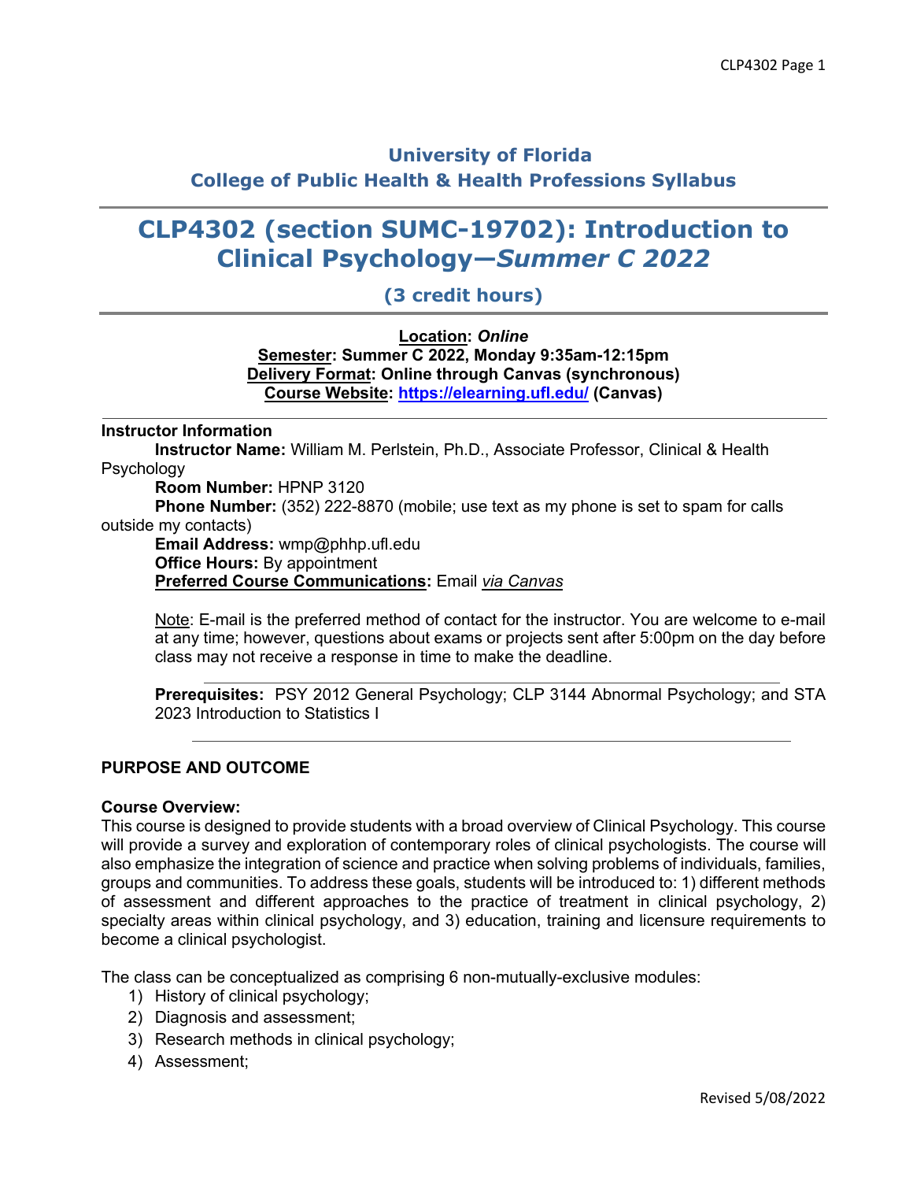# University of Florida
## College of Public Health & Health Professions Syllabus

# CLP4302 (section SUMC-19702): Introduction to Clinical Psychology—*Summer C 2022*

### (3 credit hours)

**Location: *Online***
**Semester: Summer C 2022, Monday 9:35am-12:15pm**
**Delivery Format: Online through Canvas (synchronous)**
**Course Website: [https://elearning.ufl.edu/](https://elearning.ufl.edu/) (Canvas)**

---

**Instructor Information**

**Instructor Name:** William M. Perlstein, Ph.D., Associate Professor, Clinical & Health Psychology
**Room Number:** HPNP 3120
**Phone Number:** (352) 222-8870 (mobile; use text as my phone is set to spam for calls outside my contacts)
**Email Address:** wmp@phhp.ufl.edu
**Office Hours:** By appointment
**Preferred Course Communications:** Email *via Canvas*

Note: E-mail is the preferred method of contact for the instructor. You are welcome to e-mail at any time; however, questions about exams or projects sent after 5:00pm on the day before class may not receive a response in time to make the deadline.

---

**Prerequisites:** PSY 2012 General Psychology; CLP 3144 Abnormal Psychology; and STA 2023 Introduction to Statistics I

---

## PURPOSE AND OUTCOME

**Course Overview:**
This course is designed to provide students with a broad overview of Clinical Psychology. This course will provide a survey and exploration of contemporary roles of clinical psychologists. The course will also emphasize the integration of science and practice when solving problems of individuals, families, groups and communities. To address these goals, students will be introduced to: 1) different methods of assessment and different approaches to the practice of treatment in clinical psychology, 2) specialty areas within clinical psychology, and 3) education, training and licensure requirements to become a clinical psychologist.

The class can be conceptualized as comprising 6 non-mutually-exclusive modules:

1) History of clinical psychology;
2) Diagnosis and assessment;
3) Research methods in clinical psychology;
4) Assessment;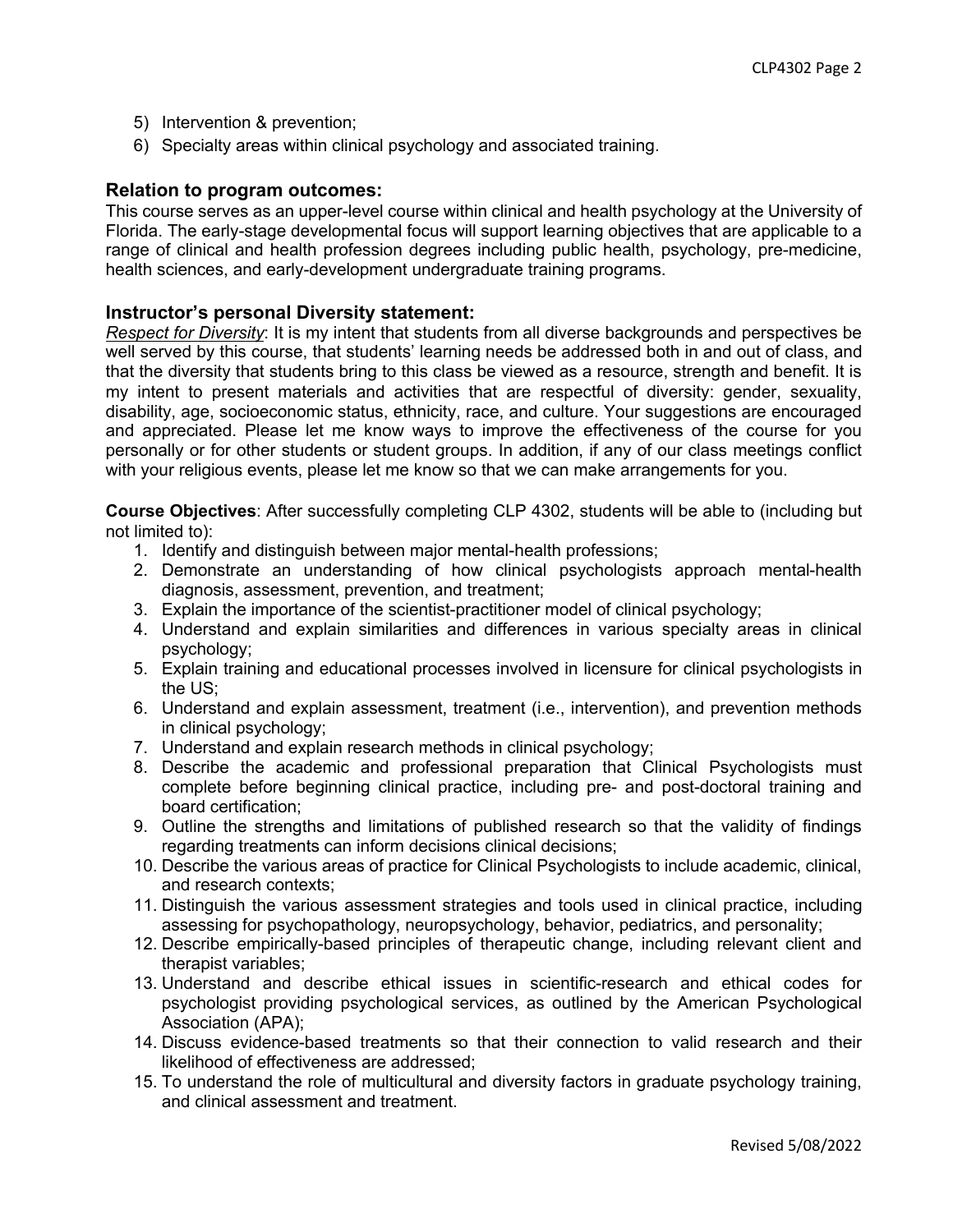5) Intervention & prevention;
6) Specialty areas within clinical psychology and associated training.

## Relation to program outcomes:

This course serves as an upper-level course within clinical and health psychology at the University of Florida. The early-stage developmental focus will support learning objectives that are applicable to a range of clinical and health profession degrees including public health, psychology, pre-medicine, health sciences, and early-development undergraduate training programs.

## Instructor's personal Diversity statement:

*Respect for Diversity*: It is my intent that students from all diverse backgrounds and perspectives be well served by this course, that students' learning needs be addressed both in and out of class, and that the diversity that students bring to this class be viewed as a resource, strength and benefit. It is my intent to present materials and activities that are respectful of diversity: gender, sexuality, disability, age, socioeconomic status, ethnicity, race, and culture. Your suggestions are encouraged and appreciated. Please let me know ways to improve the effectiveness of the course for you personally or for other students or student groups. In addition, if any of our class meetings conflict with your religious events, please let me know so that we can make arrangements for you.

**Course Objectives**: After successfully completing CLP 4302, students will be able to (including but not limited to):

1. Identify and distinguish between major mental-health professions;
2. Demonstrate an understanding of how clinical psychologists approach mental-health diagnosis, assessment, prevention, and treatment;
3. Explain the importance of the scientist-practitioner model of clinical psychology;
4. Understand and explain similarities and differences in various specialty areas in clinical psychology;
5. Explain training and educational processes involved in licensure for clinical psychologists in the US;
6. Understand and explain assessment, treatment (i.e., intervention), and prevention methods in clinical psychology;
7. Understand and explain research methods in clinical psychology;
8. Describe the academic and professional preparation that Clinical Psychologists must complete before beginning clinical practice, including pre- and post-doctoral training and board certification;
9. Outline the strengths and limitations of published research so that the validity of findings regarding treatments can inform decisions clinical decisions;
10. Describe the various areas of practice for Clinical Psychologists to include academic, clinical, and research contexts;
11. Distinguish the various assessment strategies and tools used in clinical practice, including assessing for psychopathology, neuropsychology, behavior, pediatrics, and personality;
12. Describe empirically-based principles of therapeutic change, including relevant client and therapist variables;
13. Understand and describe ethical issues in scientific-research and ethical codes for psychologist providing psychological services, as outlined by the American Psychological Association (APA);
14. Discuss evidence-based treatments so that their connection to valid research and their likelihood of effectiveness are addressed;
15. To understand the role of multicultural and diversity factors in graduate psychology training, and clinical assessment and treatment.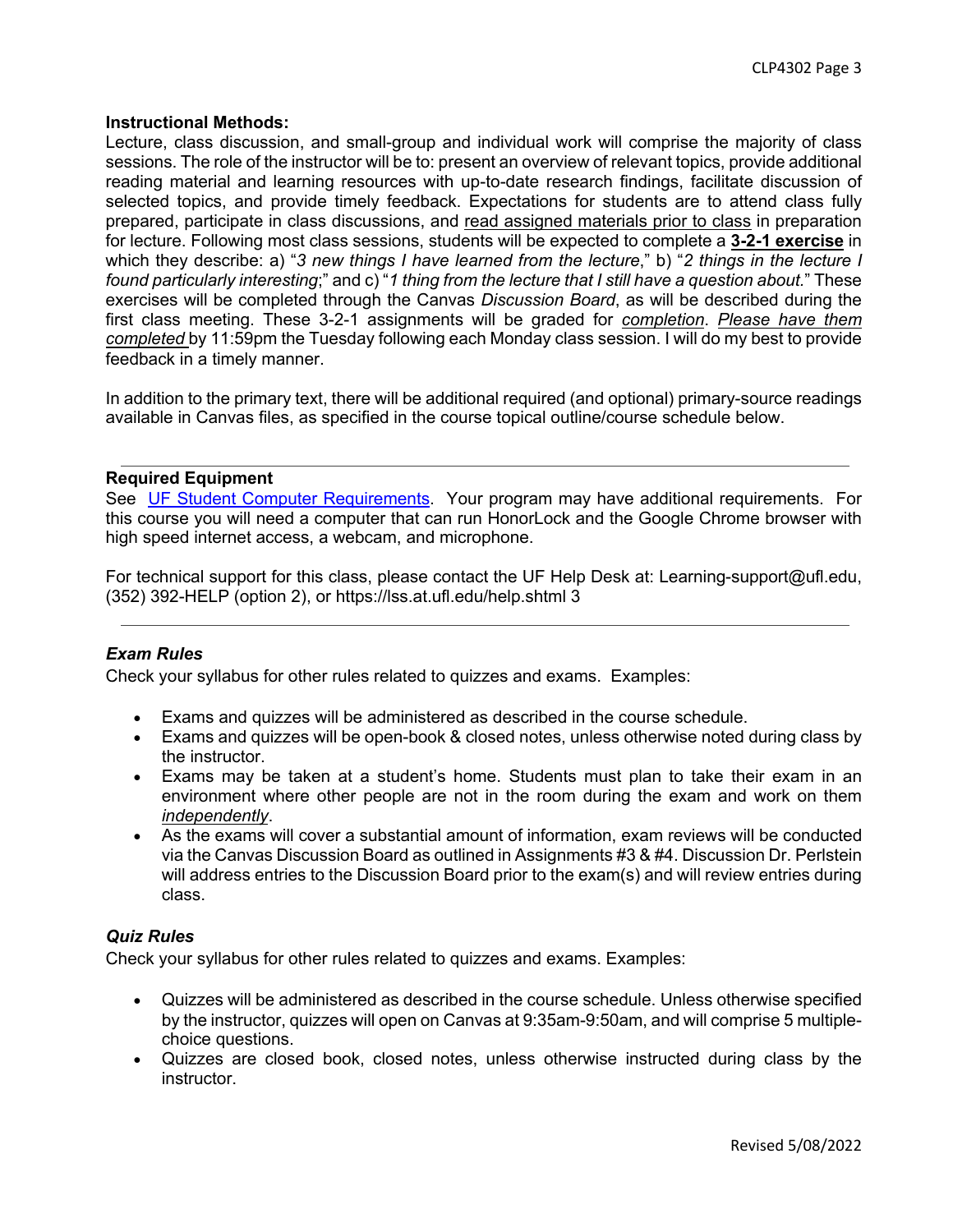**Instructional Methods:**
Lecture, class discussion, and small-group and individual work will comprise the majority of class sessions. The role of the instructor will be to: present an overview of relevant topics, provide additional reading material and learning resources with up-to-date research findings, facilitate discussion of selected topics, and provide timely feedback. Expectations for students are to attend class fully prepared, participate in class discussions, and read assigned materials prior to class in preparation for lecture. Following most class sessions, students will be expected to complete a **3-2-1 exercise** in which they describe: a) "*3 new things I have learned from the lecture*," b) "*2 things in the lecture I found particularly interesting*;" and c) "*1 thing from the lecture that I still have a question about.*" These exercises will be completed through the Canvas *Discussion Board*, as will be described during the first class meeting. These 3-2-1 assignments will be graded for *completion*. *Please have them completed* by 11:59pm the Tuesday following each Monday class session. I will do my best to provide feedback in a timely manner.

In addition to the primary text, there will be additional required (and optional) primary-source readings available in Canvas files, as specified in the course topical outline/course schedule below.

---

**Required Equipment**
See UF Student Computer Requirements. Your program may have additional requirements. For this course you will need a computer that can run HonorLock and the Google Chrome browser with high speed internet access, a webcam, and microphone.

For technical support for this class, please contact the UF Help Desk at: Learning-support@ufl.edu, (352) 392-HELP (option 2), or https://lss.at.ufl.edu/help.shtml 3

---

### *Exam Rules*

Check your syllabus for other rules related to quizzes and exams. Examples:

- Exams and quizzes will be administered as described in the course schedule.
- Exams and quizzes will be open-book & closed notes, unless otherwise noted during class by the instructor.
- Exams may be taken at a student's home. Students must plan to take their exam in an environment where other people are not in the room during the exam and work on them *independently*.
- As the exams will cover a substantial amount of information, exam reviews will be conducted via the Canvas Discussion Board as outlined in Assignments #3 & #4. Discussion Dr. Perlstein will address entries to the Discussion Board prior to the exam(s) and will review entries during class.

### *Quiz Rules*

Check your syllabus for other rules related to quizzes and exams. Examples:

- Quizzes will be administered as described in the course schedule. Unless otherwise specified by the instructor, quizzes will open on Canvas at 9:35am-9:50am, and will comprise 5 multiple-choice questions.
- Quizzes are closed book, closed notes, unless otherwise instructed during class by the instructor.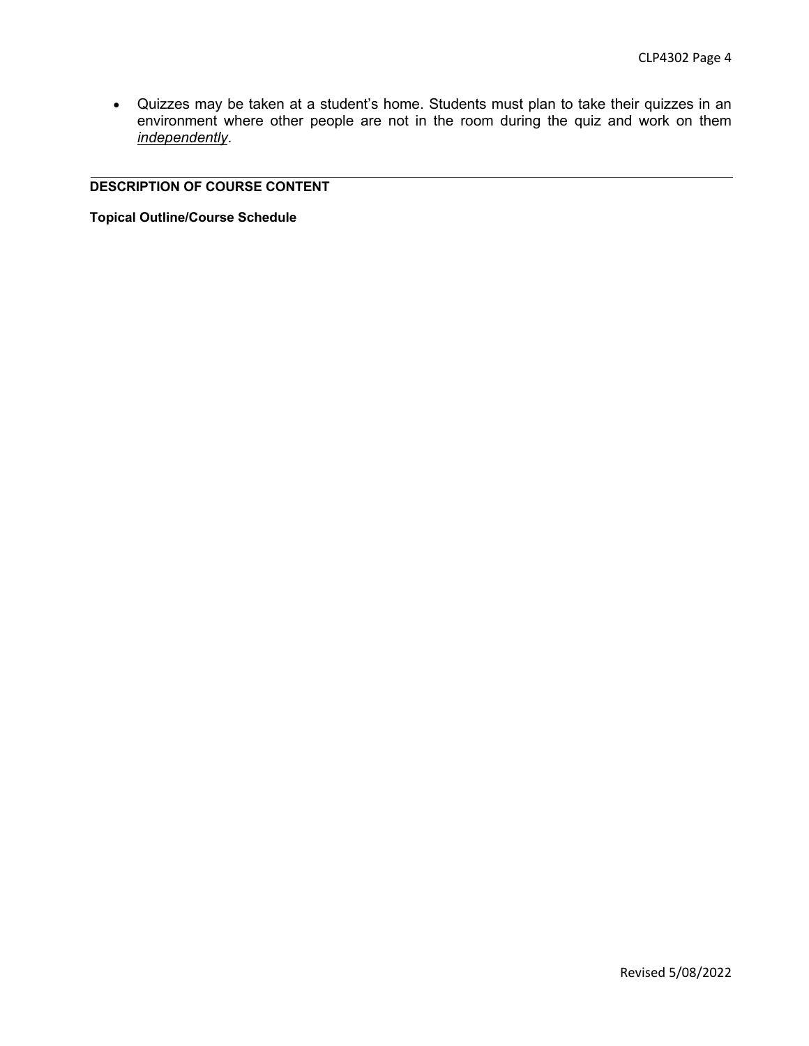- Quizzes may be taken at a student's home. Students must plan to take their quizzes in an environment where other people are not in the room during the quiz and work on them ***independently***.

---

## DESCRIPTION OF COURSE CONTENT

**Topical Outline/Course Schedule**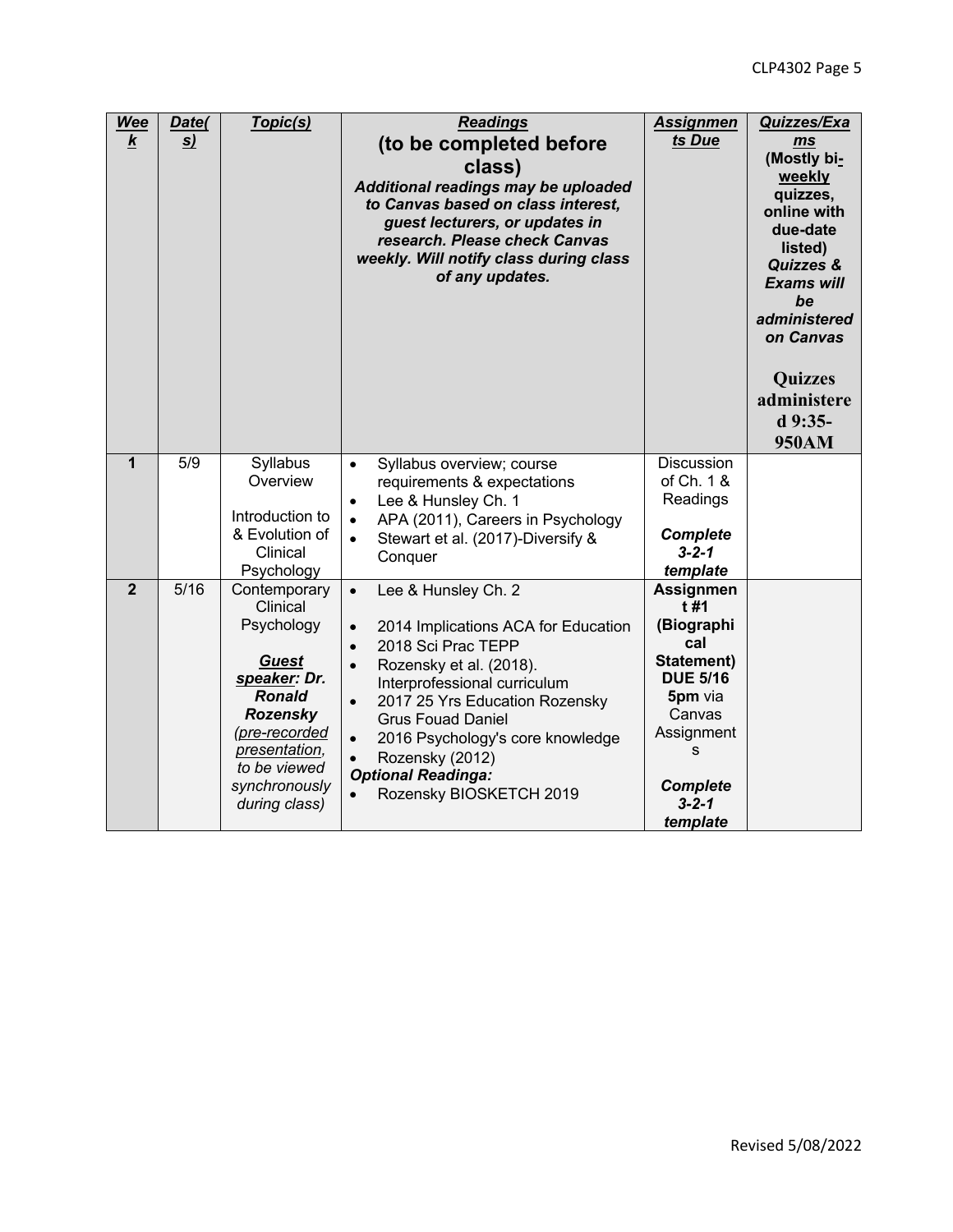| ***Week*** | ***Date(s)*** | ***Topic(s)*** | ***Readings*** **(to be completed before class)** ***Additional readings may be uploaded to Canvas based on class interest, guest lecturers, or updates in research. Please check Canvas weekly. Will notify class during class of any updates.*** | ***Assignments Due*** | ***Quizzes/Exams*** **(Mostly bi-weekly quizzes, online with due-date listed)** ***Quizzes & Exams will be administered on Canvas*** **Quizzes administered 9:35-950AM** |
|---|---|---|---|---|---|
| **1** | 5/9 | Syllabus Overview<br><br>Introduction to & Evolution of Clinical Psychology | • Syllabus overview; course requirements & expectations<br>• Lee & Hunsley Ch. 1<br>• APA (2011), Careers in Psychology<br>• Stewart et al. (2017)-Diversify & Conquer | Discussion of Ch. 1 & Readings<br><br>***Complete 3-2-1 template*** | |
| **2** | 5/16 | Contemporary Clinical Psychology<br><br>***Guest speaker: Dr. Ronald Rozensky*** *(pre-recorded presentation, to be viewed synchronously during class)* | • Lee & Hunsley Ch. 2<br><br>• 2014 Implications ACA for Education<br>• 2018 Sci Prac TEPP<br>• Rozensky et al. (2018). Interprofessional curriculum<br>• 2017 25 Yrs Education Rozensky Grus Fouad Daniel<br>• 2016 Psychology's core knowledge<br>• Rozensky (2012)<br>***Optional Readinga:***<br>• Rozensky BIOSKETCH 2019 | **Assignment #1 (Biographical Statement) DUE 5/16 5pm** via Canvas Assignments<br><br>***Complete 3-2-1 template*** | |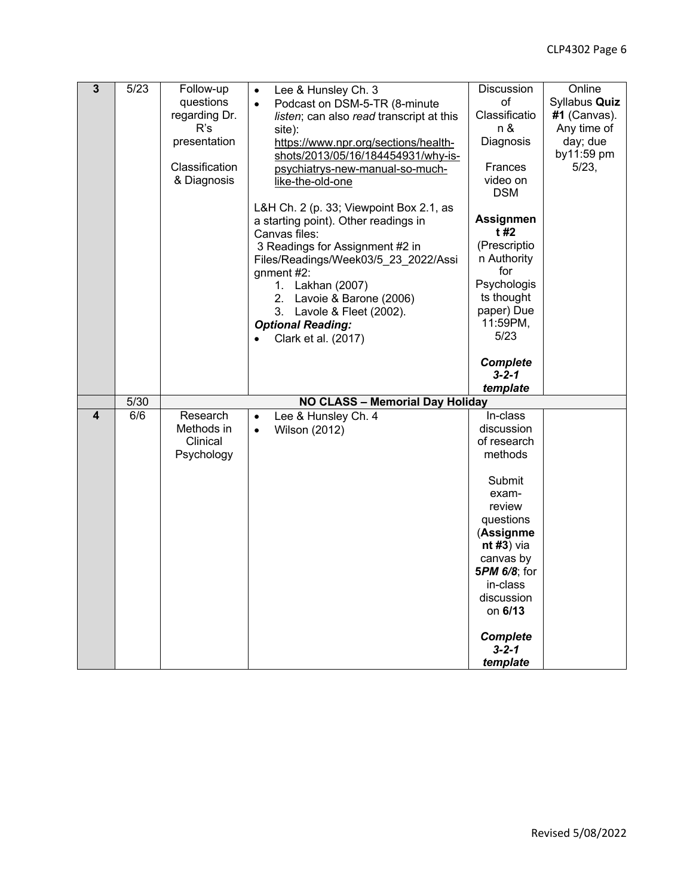| 3 | 5/23 | Follow-up questions regarding Dr. R's presentation<br><br>Classification & Diagnosis | • Lee & Hunsley Ch. 3<br>• Podcast on DSM-5-TR (8-minute *listen*; can also *read* transcript at this site): https://www.npr.org/sections/health-shots/2013/05/16/184454931/why-is-psychiatrys-new-manual-so-much-like-the-old-one<br><br>L&H Ch. 2 (p. 33; Viewpoint Box 2.1, as a starting point). Other readings in Canvas files:<br>3 Readings for Assignment #2 in Files/Readings/Week03/5_23_2022/Assignment #2:<br>1. Lakhan (2007)<br>2. Lavoie & Barone (2006)<br>3. Lavole & Fleet (2002).<br>***Optional Reading:***<br>• Clark et al. (2017) | Discussion of Classification & Diagnosis<br><br>Frances video on DSM<br><br>**Assignment #2** (Prescription Authority for Psychologists thought paper) Due 11:59PM, 5/23<br><br>***Complete 3-2-1 template*** | Online Syllabus **Quiz #1** (Canvas). Any time of day; due by11:59 pm 5/23, |
|---|---|---|---|---|---|
| | 5/30 | **NO CLASS – Memorial Day Holiday** | | | |
| 4 | 6/6 | Research Methods in Clinical Psychology | • Lee & Hunsley Ch. 4<br>• Wilson (2012) | In-class discussion of research methods<br><br>Submit exam-review questions (**Assignment #3**) via canvas by ***5PM 6/8***; for in-class discussion on **6/13**<br><br>***Complete 3-2-1 template*** | |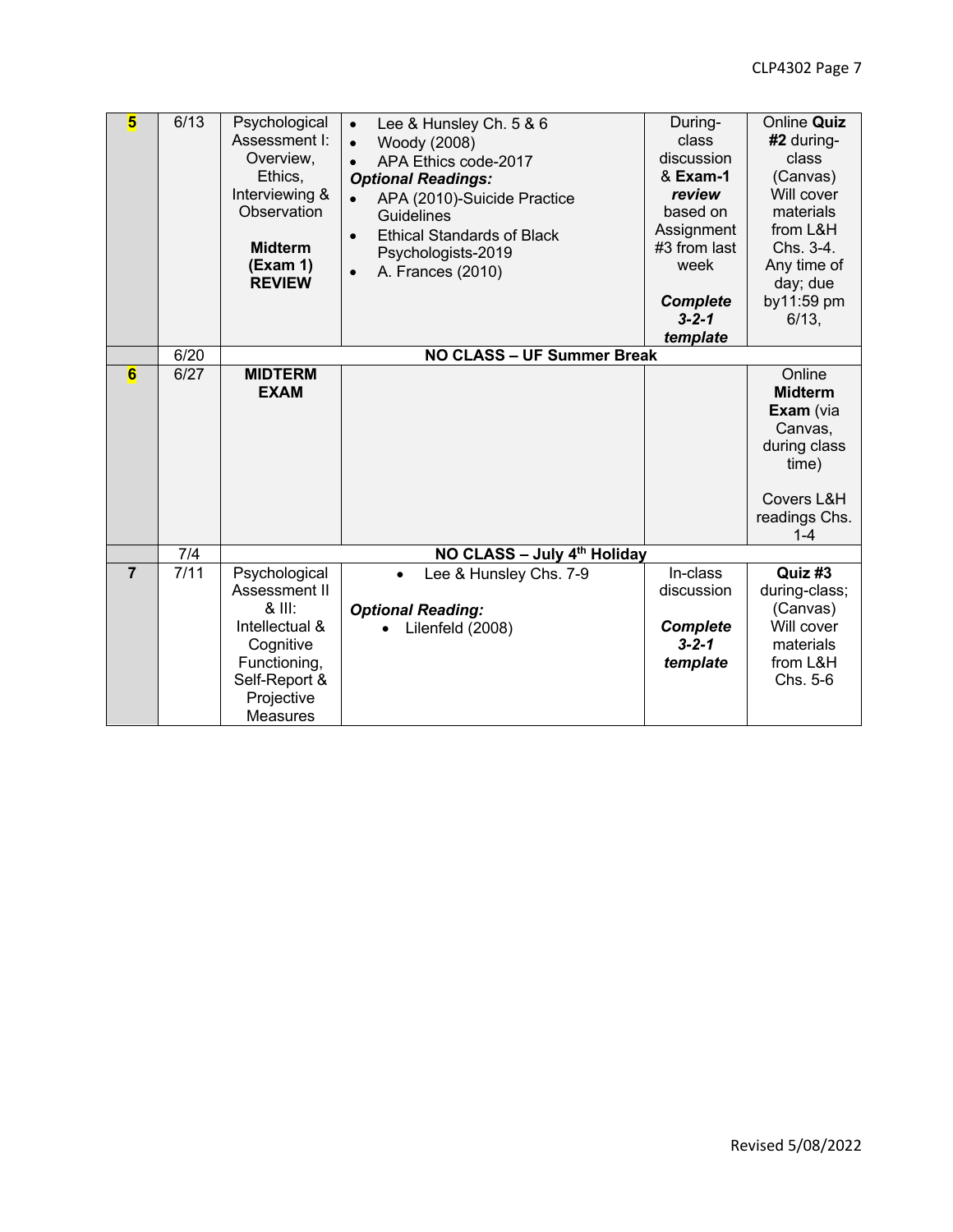| Week | Date | Topic | Readings | In-class activity | Assessment |
|---|---|---|---|---|---|
| **5** | 6/13 | Psychological Assessment I: Overview, Ethics, Interviewing & Observation<br><br>**Midterm (Exam 1) REVIEW** | • Lee & Hunsley Ch. 5 & 6<br>• Woody (2008)<br>• APA Ethics code-2017<br>***Optional Readings:***<br>• APA (2010)-Suicide Practice Guidelines<br>• Ethical Standards of Black Psychologists-2019<br>• A. Frances (2010) | During-class discussion & **Exam-1 *review*** based on Assignment #3 from last week<br><br>***Complete 3-2-1 template*** | Online **Quiz #2** during-class (Canvas) Will cover materials from L&H Chs. 3-4. Any time of day; due by11:59 pm 6/13, |
| | 6/20 | **NO CLASS – UF Summer Break** | | | |
| **6** | 6/27 | **MIDTERM EXAM** | | | Online **Midterm Exam** (via Canvas, during class time)<br><br>Covers L&H readings Chs. 1-4 |
| | 7/4 | **NO CLASS – July 4th Holiday** | | | |
| **7** | 7/11 | Psychological Assessment II & III: Intellectual & Cognitive Functioning, Self-Report & Projective Measures | • Lee & Hunsley Chs. 7-9<br><br>***Optional Reading:***<br>• Lilenfeld (2008) | In-class discussion<br><br>***Complete 3-2-1 template*** | **Quiz #3** during-class; (Canvas) Will cover materials from L&H Chs. 5-6 |

Revised 5/08/2022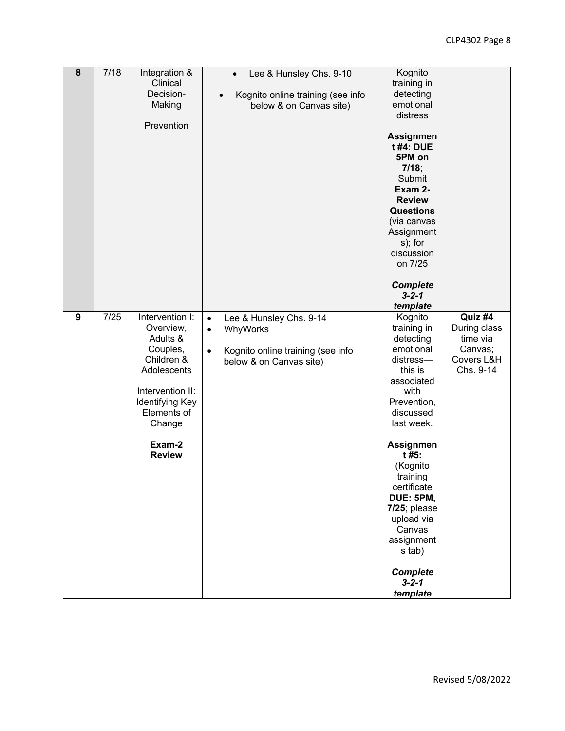| 8 | 7/18 | Integration & Clinical Decision-Making<br><br>Prevention | • Lee & Hunsley Chs. 9-10<br>• Kognito online training (see info below & on Canvas site) | Kognito training in detecting emotional distress<br><br>**Assignment #4: DUE 5PM on 7/18**; Submit **Exam 2-Review Questions** (via canvas Assignments); for discussion on 7/25<br><br>***Complete 3-2-1 template*** | |
|---|---|---|---|---|---|
| 9 | 7/25 | Intervention I: Overview, Adults & Couples, Children & Adolescents<br><br>Intervention II: Identifying Key Elements of Change<br><br>**Exam-2 Review** | • Lee & Hunsley Chs. 9-14<br>• WhyWorks<br>• Kognito online training (see info below & on Canvas site) | Kognito training in detecting emotional distress—this is associated with Prevention, discussed last week.<br><br>**Assignment #5:** (Kognito training certificate **DUE: 5PM, 7/25**; please upload via Canvas assignments tab)<br><br>***Complete 3-2-1 template*** | **Quiz #4** During class time via Canvas; Covers L&H Chs. 9-14 |

Revised 5/08/2022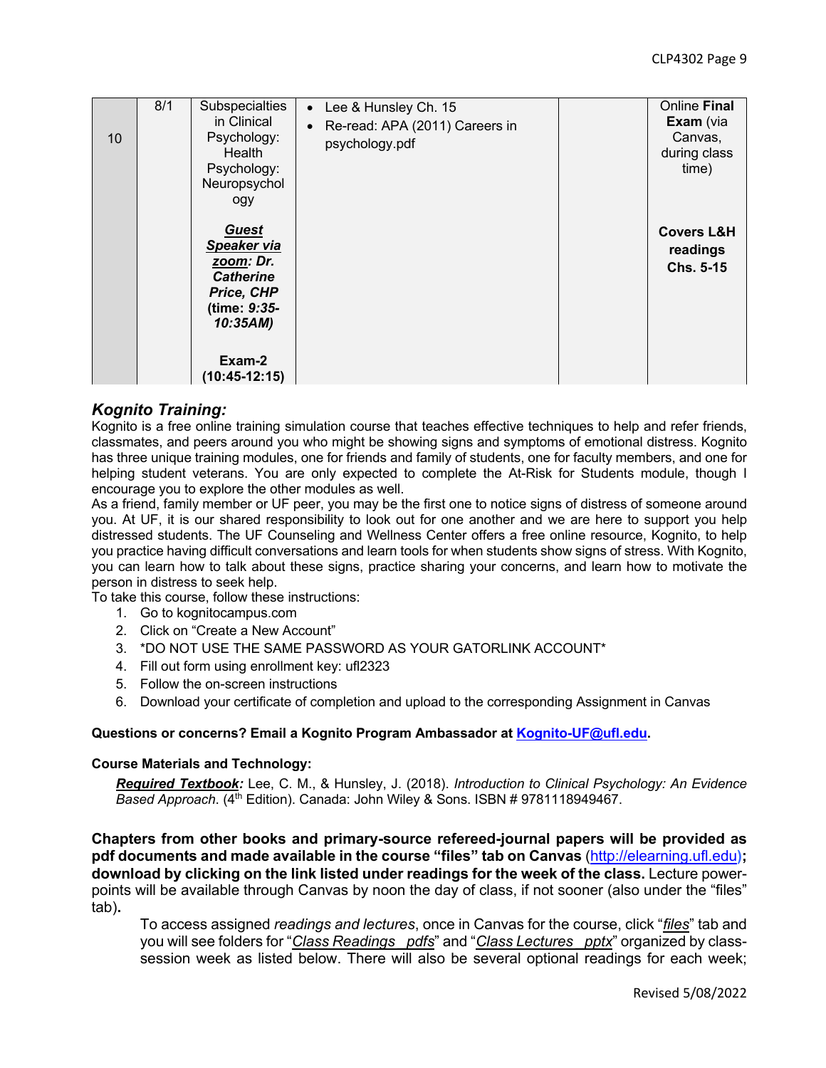| 10 | 8/1 | Subspecialties in Clinical Psychology: Health Psychology: Neuropsychology<br><br>***<u>Guest Speaker via zoom</u>: Dr. Catherine Price, CHP*** **(time: *9:35-10:35AM*)**<br><br>**Exam-2 (10:45-12:15)** | • Lee & Hunsley Ch. 15<br>• Re-read: APA (2011) Careers in psychology.pdf | | Online **Final Exam** (via Canvas, during class time)<br><br>**Covers L&H readings Chs. 5-15** |
|---|---|---|---|---|---|

## *Kognito Training:*

Kognito is a free online training simulation course that teaches effective techniques to help and refer friends, classmates, and peers around you who might be showing signs and symptoms of emotional distress. Kognito has three unique training modules, one for friends and family of students, one for faculty members, and one for helping student veterans. You are only expected to complete the At-Risk for Students module, though I encourage you to explore the other modules as well.

As a friend, family member or UF peer, you may be the first one to notice signs of distress of someone around you. At UF, it is our shared responsibility to look out for one another and we are here to support you help distressed students. The UF Counseling and Wellness Center offers a free online resource, Kognito, to help you practice having difficult conversations and learn tools for when students show signs of stress. With Kognito, you can learn how to talk about these signs, practice sharing your concerns, and learn how to motivate the person in distress to seek help.

To take this course, follow these instructions:

1. Go to kognitocampus.com
2. Click on "Create a New Account"
3. *DO NOT USE THE SAME PASSWORD AS YOUR GATORLINK ACCOUNT*
4. Fill out form using enrollment key: ufl2323
5. Follow the on-screen instructions
6. Download your certificate of completion and upload to the corresponding Assignment in Canvas

**Questions or concerns? Email a Kognito Program Ambassador at [Kognito-UF@ufl.edu](mailto:Kognito-UF@ufl.edu).**

**Course Materials and Technology:**

***<u>Required Textbook</u>:*** Lee, C. M., & Hunsley, J. (2018). *Introduction to Clinical Psychology: An Evidence Based Approach*. (4th Edition). Canada: John Wiley & Sons. ISBN # 9781118949467.

**Chapters from other books and primary-source refereed-journal papers will be provided as pdf documents and made available in the course "files" tab on Canvas** (http://elearning.ufl.edu)**; download by clicking on the link listed under readings for the week of the class.** Lecture power-points will be available through Canvas by noon the day of class, if not sooner (also under the "files" tab)**.**

To access assigned *readings and lectures*, once in Canvas for the course, click "*<u>files</u>*" tab and you will see folders for "*<u>Class Readings pdfs</u>*" and "*<u>Class Lectures pptx</u>*" organized by class-session week as listed below. There will also be several optional readings for each week;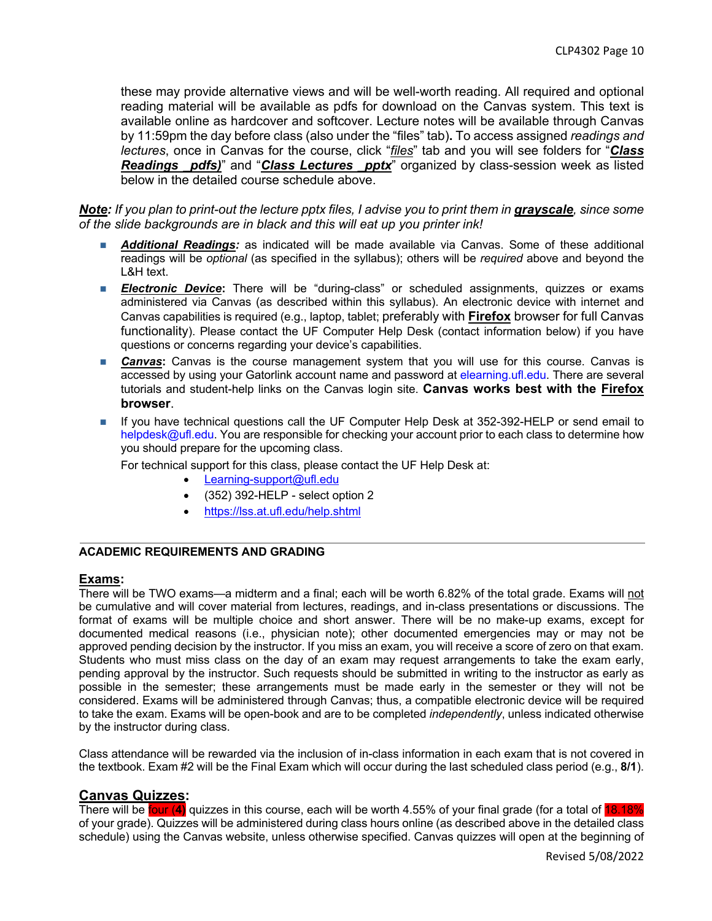these may provide alternative views and will be well-worth reading. All required and optional reading material will be available as pdfs for download on the Canvas system. This text is available online as hardcover and softcover. Lecture notes will be available through Canvas by 11:59pm the day before class (also under the "files" tab)**.** To access assigned *readings and lectures*, once in Canvas for the course, click "*files*" tab and you will see folders for "***Class Readings _pdfs)***" and "***Class Lectures _pptx***" organized by class-session week as listed below in the detailed course schedule above.

***Note****: If you plan to print-out the lecture pptx files, I advise you to print them in* ***grayscale****, since some of the slide backgrounds are in black and this will eat up you printer ink!*

- ***Additional Readings:*** as indicated will be made available via Canvas. Some of these additional readings will be *optional* (as specified in the syllabus); others will be *required* above and beyond the L&H text.
- ***Electronic Device*****:** There will be "during-class" or scheduled assignments, quizzes or exams administered via Canvas (as described within this syllabus). An electronic device with internet and Canvas capabilities is required (e.g., laptop, tablet; preferably with **Firefox** browser for full Canvas functionality). Please contact the UF Computer Help Desk (contact information below) if you have questions or concerns regarding your device's capabilities.
- ***Canvas*****:** Canvas is the course management system that you will use for this course. Canvas is accessed by using your Gatorlink account name and password at elearning.ufl.edu. There are several tutorials and student-help links on the Canvas login site. **Canvas works best with the Firefox browser**.
- If you have technical questions call the UF Computer Help Desk at 352-392-HELP or send email to helpdesk@ufl.edu. You are responsible for checking your account prior to each class to determine how you should prepare for the upcoming class.

  For technical support for this class, please contact the UF Help Desk at:
  - Learning-support@ufl.edu
  - (352) 392-HELP - select option 2
  - https://lss.at.ufl.edu/help.shtml

---

## ACADEMIC REQUIREMENTS AND GRADING

### Exams:

There will be TWO exams—a midterm and a final; each will be worth 6.82% of the total grade. Exams will not be cumulative and will cover material from lectures, readings, and in-class presentations or discussions. The format of exams will be multiple choice and short answer. There will be no make-up exams, except for documented medical reasons (i.e., physician note); other documented emergencies may or may not be approved pending decision by the instructor. If you miss an exam, you will receive a score of zero on that exam. Students who must miss class on the day of an exam may request arrangements to take the exam early, pending approval by the instructor. Such requests should be submitted in writing to the instructor as early as possible in the semester; these arrangements must be made early in the semester or they will not be considered. Exams will be administered through Canvas; thus, a compatible electronic device will be required to take the exam. Exams will be open-book and are to be completed *independently*, unless indicated otherwise by the instructor during class.

Class attendance will be rewarded via the inclusion of in-class information in each exam that is not covered in the textbook. Exam #2 will be the Final Exam which will occur during the last scheduled class period (e.g., **8/1**).

### Canvas Quizzes:

There will be four (**4**) quizzes in this course, each will be worth 4.55% of your final grade (for a total of 18.18% of your grade). Quizzes will be administered during class hours online (as described above in the detailed class schedule) using the Canvas website, unless otherwise specified. Canvas quizzes will open at the beginning of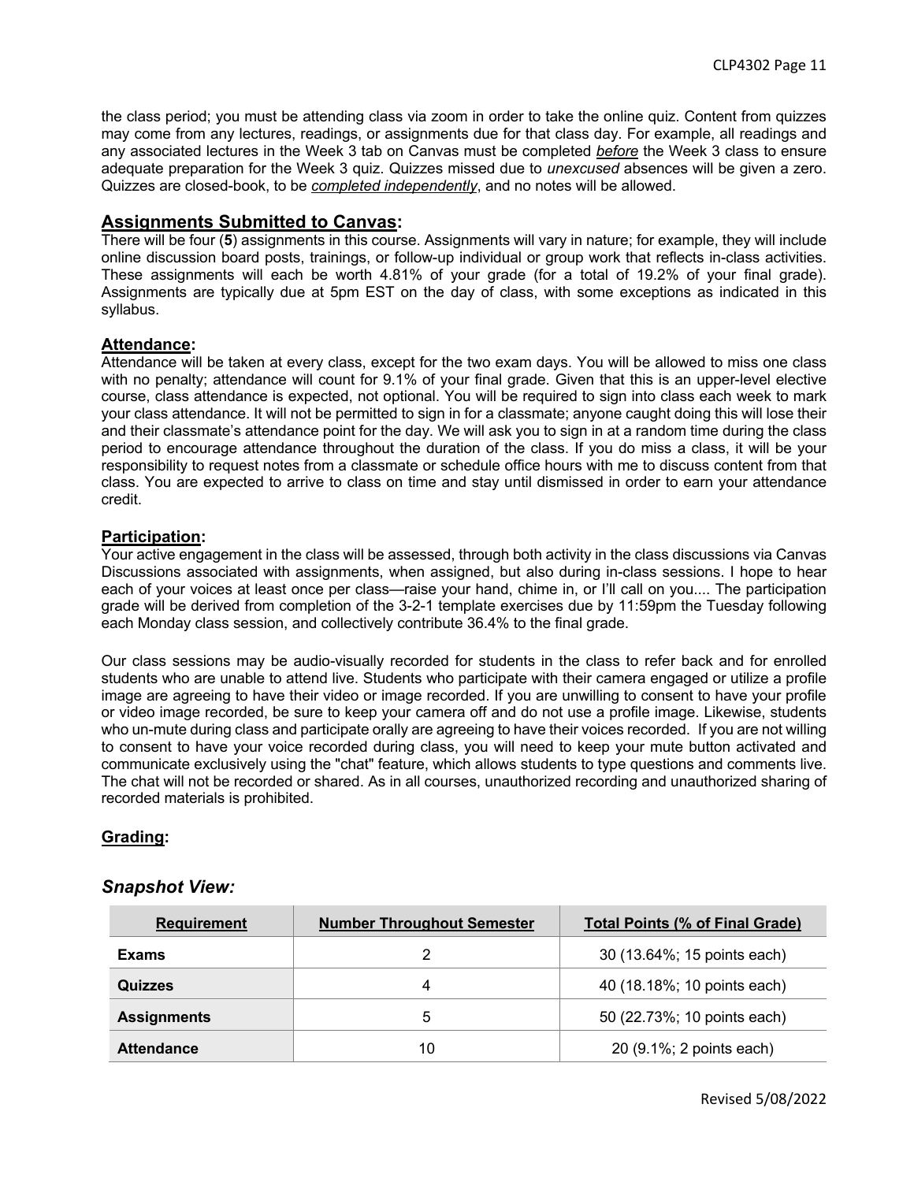the class period; you must be attending class via zoom in order to take the online quiz. Content from quizzes may come from any lectures, readings, or assignments due for that class day. For example, all readings and any associated lectures in the Week 3 tab on Canvas must be completed *before* the Week 3 class to ensure adequate preparation for the Week 3 quiz. Quizzes missed due to *unexcused* absences will be given a zero. Quizzes are closed-book, to be *completed independently*, and no notes will be allowed.

## Assignments Submitted to Canvas:

There will be four (**5**) assignments in this course. Assignments will vary in nature; for example, they will include online discussion board posts, trainings, or follow-up individual or group work that reflects in-class activities. These assignments will each be worth 4.81% of your grade (for a total of 19.2% of your final grade). Assignments are typically due at 5pm EST on the day of class, with some exceptions as indicated in this syllabus.

## Attendance:

Attendance will be taken at every class, except for the two exam days. You will be allowed to miss one class with no penalty; attendance will count for 9.1% of your final grade. Given that this is an upper-level elective course, class attendance is expected, not optional. You will be required to sign into class each week to mark your class attendance. It will not be permitted to sign in for a classmate; anyone caught doing this will lose their and their classmate's attendance point for the day. We will ask you to sign in at a random time during the class period to encourage attendance throughout the duration of the class. If you do miss a class, it will be your responsibility to request notes from a classmate or schedule office hours with me to discuss content from that class. You are expected to arrive to class on time and stay until dismissed in order to earn your attendance credit.

## Participation:

Your active engagement in the class will be assessed, through both activity in the class discussions via Canvas Discussions associated with assignments, when assigned, but also during in-class sessions. I hope to hear each of your voices at least once per class—raise your hand, chime in, or I'll call on you.... The participation grade will be derived from completion of the 3-2-1 template exercises due by 11:59pm the Tuesday following each Monday class session, and collectively contribute 36.4% to the final grade.

Our class sessions may be audio-visually recorded for students in the class to refer back and for enrolled students who are unable to attend live. Students who participate with their camera engaged or utilize a profile image are agreeing to have their video or image recorded. If you are unwilling to consent to have your profile or video image recorded, be sure to keep your camera off and do not use a profile image. Likewise, students who un-mute during class and participate orally are agreeing to have their voices recorded. If you are not willing to consent to have your voice recorded during class, you will need to keep your mute button activated and communicate exclusively using the "chat" feature, which allows students to type questions and comments live. The chat will not be recorded or shared. As in all courses, unauthorized recording and unauthorized sharing of recorded materials is prohibited.

## Grading:

### *Snapshot View:*

| Requirement | Number Throughout Semester | Total Points (% of Final Grade) |
|---|---|---|
| **Exams** | 2 | 30 (13.64%; 15 points each) |
| **Quizzes** | 4 | 40 (18.18%; 10 points each) |
| **Assignments** | 5 | 50 (22.73%; 10 points each) |
| **Attendance** | 10 | 20 (9.1%; 2 points each) |

Revised 5/08/2022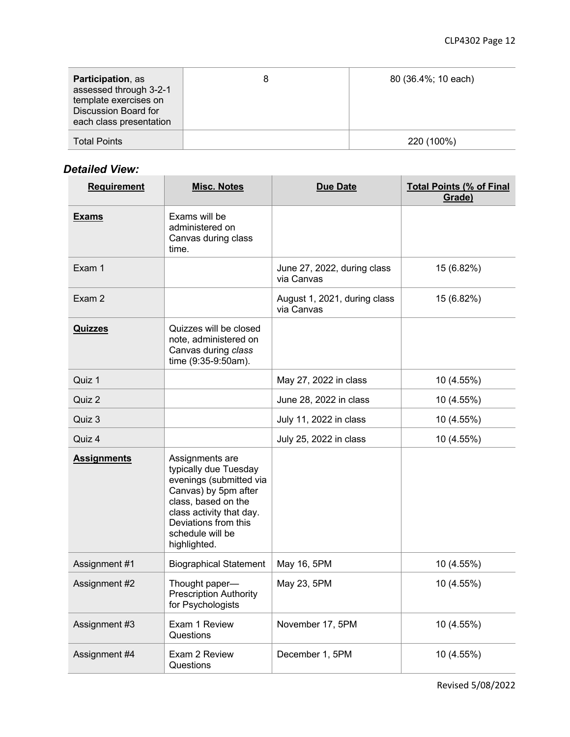| | | |
|---|---|---|
| **Participation**, as assessed through 3-2-1 template exercises on Discussion Board for each class presentation | 8 | 80 (36.4%; 10 each) |
| Total Points | | 220 (100%) |

### *Detailed View:*

| Requirement | Misc. Notes | Due Date | Total Points (% of Final Grade) |
|---|---|---|---|
| **Exams** | Exams will be administered on Canvas during class time. | | |
| Exam 1 | | June 27, 2022, during class via Canvas | 15 (6.82%) |
| Exam 2 | | August 1, 2021, during class via Canvas | 15 (6.82%) |
| **Quizzes** | Quizzes will be closed note, administered on Canvas during *class* time (9:35-9:50am). | | |
| Quiz 1 | | May 27, 2022 in class | 10 (4.55%) |
| Quiz 2 | | June 28, 2022 in class | 10 (4.55%) |
| Quiz 3 | | July 11, 2022 in class | 10 (4.55%) |
| Quiz 4 | | July 25, 2022 in class | 10 (4.55%) |
| **Assignments** | Assignments are typically due Tuesday evenings (submitted via Canvas) by 5pm after class, based on the class activity that day. Deviations from this schedule will be highlighted. | | |
| Assignment #1 | Biographical Statement | May 16, 5PM | 10 (4.55%) |
| Assignment #2 | Thought paper—Prescription Authority for Psychologists | May 23, 5PM | 10 (4.55%) |
| Assignment #3 | Exam 1 Review Questions | November 17, 5PM | 10 (4.55%) |
| Assignment #4 | Exam 2 Review Questions | December 1, 5PM | 10 (4.55%) |

Revised 5/08/2022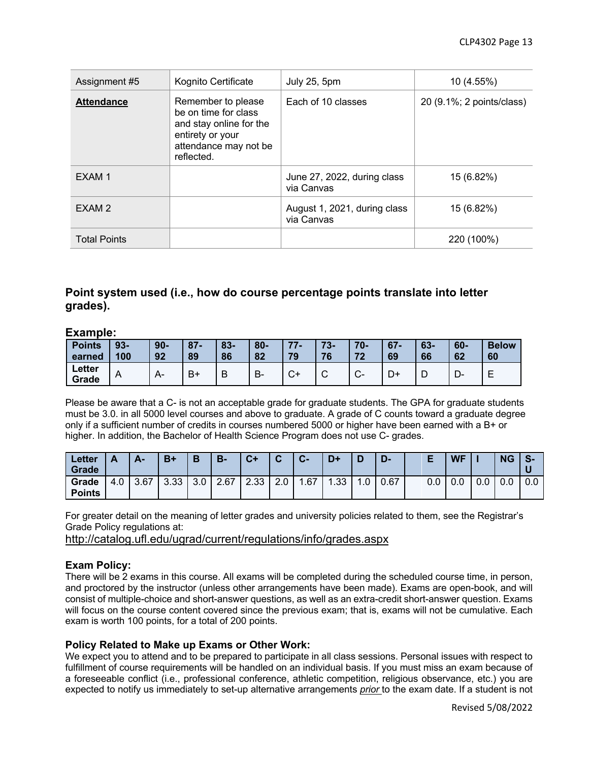| Assignment #5 | Kognito Certificate | July 25, 5pm | 10 (4.55%) |
|---|---|---|---|
| **Attendance** | Remember to please be on time for class and stay online for the entirety or your attendance may not be reflected. | Each of 10 classes | 20 (9.1%; 2 points/class) |
| EXAM 1 | | June 27, 2022, during class via Canvas | 15 (6.82%) |
| EXAM 2 | | August 1, 2021, during class via Canvas | 15 (6.82%) |
| Total Points | | | 220 (100%) |

## Point system used (i.e., how do course percentage points translate into letter grades).

### Example:

| Points earned | 93-100 | 90-92 | 87-89 | 83-86 | 80-82 | 77-79 | 73-76 | 70-72 | 67-69 | 63-66 | 60-62 | Below 60 |
|---|---|---|---|---|---|---|---|---|---|---|---|---|
| Letter Grade | A | A- | B+ | B | B- | C+ | C | C- | D+ | D | D- | E |

Please be aware that a C- is not an acceptable grade for graduate students. The GPA for graduate students must be 3.0. in all 5000 level courses and above to graduate. A grade of C counts toward a graduate degree only if a sufficient number of credits in courses numbered 5000 or higher have been earned with a B+ or higher. In addition, the Bachelor of Health Science Program does not use C- grades.

| Letter Grade | A | A- | B+ | B | B- | C+ | C | C- | D+ | D | D- | | E | WF | I | NG | S-U |
|---|---|---|---|---|---|---|---|---|---|---|---|---|---|---|---|---|---|
| Grade Points | 4.0 | 3.67 | 3.33 | 3.0 | 2.67 | 2.33 | 2.0 | 1.67 | 1.33 | 1.0 | 0.67 | | 0.0 | 0.0 | 0.0 | 0.0 | 0.0 |

For greater detail on the meaning of letter grades and university policies related to them, see the Registrar's Grade Policy regulations at:
http://catalog.ufl.edu/ugrad/current/regulations/info/grades.aspx

### Exam Policy:

There will be 2 exams in this course. All exams will be completed during the scheduled course time, in person, and proctored by the instructor (unless other arrangements have been made). Exams are open-book, and will consist of multiple-choice and short-answer questions, as well as an extra-credit short-answer question. Exams will focus on the course content covered since the previous exam; that is, exams will not be cumulative. Each exam is worth 100 points, for a total of 200 points.

### Policy Related to Make up Exams or Other Work:

We expect you to attend and to be prepared to participate in all class sessions. Personal issues with respect to fulfillment of course requirements will be handled on an individual basis. If you must miss an exam because of a foreseeable conflict (i.e., professional conference, athletic competition, religious observance, etc.) you are expected to notify us immediately to set-up alternative arrangements *prior* to the exam date. If a student is not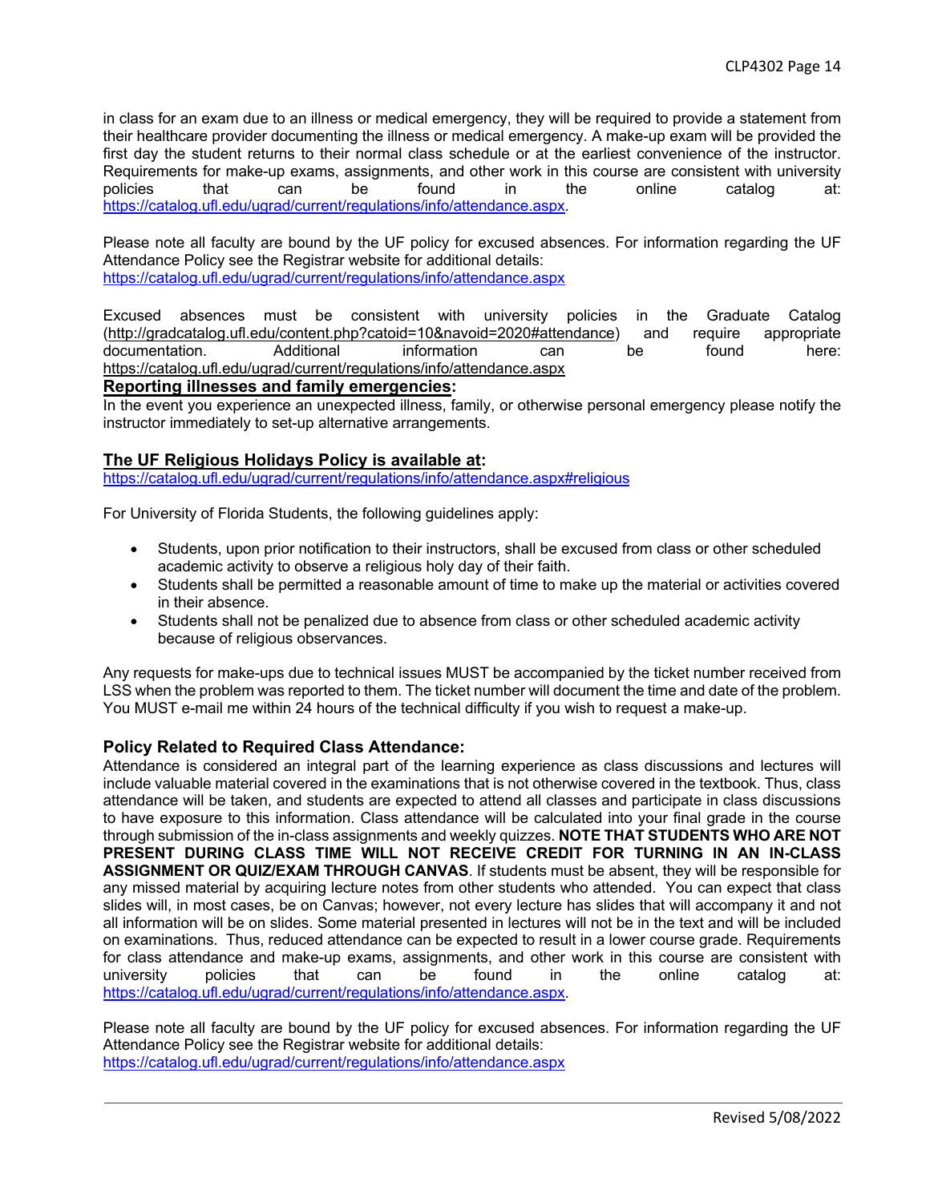in class for an exam due to an illness or medical emergency, they will be required to provide a statement from their healthcare provider documenting the illness or medical emergency. A make-up exam will be provided the first day the student returns to their normal class schedule or at the earliest convenience of the instructor. Requirements for make-up exams, assignments, and other work in this course are consistent with university policies that can be found in the online catalog at: https://catalog.ufl.edu/ugrad/current/regulations/info/attendance.aspx.

Please note all faculty are bound by the UF policy for excused absences. For information regarding the UF Attendance Policy see the Registrar website for additional details: https://catalog.ufl.edu/ugrad/current/regulations/info/attendance.aspx

Excused absences must be consistent with university policies in the Graduate Catalog (http://gradcatalog.ufl.edu/content.php?catoid=10&navoid=2020#attendance) and require appropriate documentation. Additional information can be found here: https://catalog.ufl.edu/ugrad/current/regulations/info/attendance.aspx

**Reporting illnesses and family emergencies:**
In the event you experience an unexpected illness, family, or otherwise personal emergency please notify the instructor immediately to set-up alternative arrangements.

**The UF Religious Holidays Policy is available at:**
https://catalog.ufl.edu/ugrad/current/regulations/info/attendance.aspx#religious

For University of Florida Students, the following guidelines apply:

- Students, upon prior notification to their instructors, shall be excused from class or other scheduled academic activity to observe a religious holy day of their faith.
- Students shall be permitted a reasonable amount of time to make up the material or activities covered in their absence.
- Students shall not be penalized due to absence from class or other scheduled academic activity because of religious observances.

Any requests for make-ups due to technical issues MUST be accompanied by the ticket number received from LSS when the problem was reported to them. The ticket number will document the time and date of the problem. You MUST e-mail me within 24 hours of the technical difficulty if you wish to request a make-up.

### Policy Related to Required Class Attendance:

Attendance is considered an integral part of the learning experience as class discussions and lectures will include valuable material covered in the examinations that is not otherwise covered in the textbook. Thus, class attendance will be taken, and students are expected to attend all classes and participate in class discussions to have exposure to this information. Class attendance will be calculated into your final grade in the course through submission of the in-class assignments and weekly quizzes. **NOTE THAT STUDENTS WHO ARE NOT PRESENT DURING CLASS TIME WILL NOT RECEIVE CREDIT FOR TURNING IN AN IN-CLASS ASSIGNMENT OR QUIZ/EXAM THROUGH CANVAS**. If students must be absent, they will be responsible for any missed material by acquiring lecture notes from other students who attended. You can expect that class slides will, in most cases, be on Canvas; however, not every lecture has slides that will accompany it and not all information will be on slides. Some material presented in lectures will not be in the text and will be included on examinations. Thus, reduced attendance can be expected to result in a lower course grade. Requirements for class attendance and make-up exams, assignments, and other work in this course are consistent with university policies that can be found in the online catalog at: https://catalog.ufl.edu/ugrad/current/regulations/info/attendance.aspx.

Please note all faculty are bound by the UF policy for excused absences. For information regarding the UF Attendance Policy see the Registrar website for additional details: https://catalog.ufl.edu/ugrad/current/regulations/info/attendance.aspx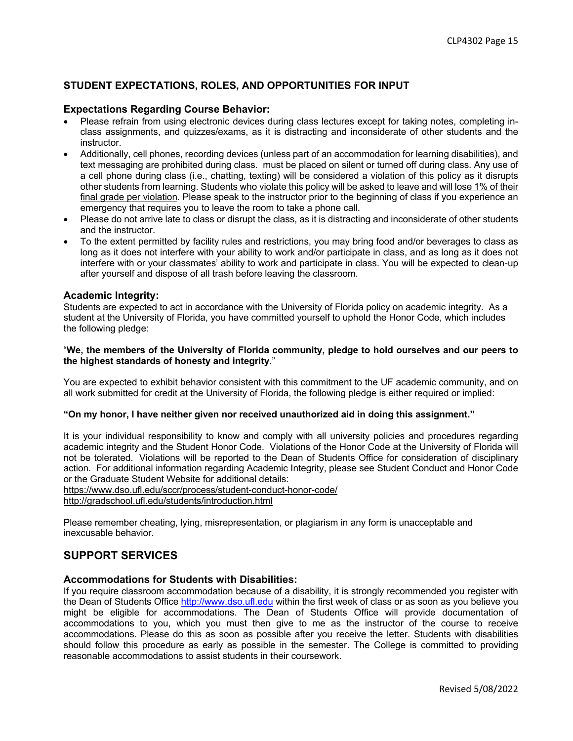## STUDENT EXPECTATIONS, ROLES, AND OPPORTUNITIES FOR INPUT

### Expectations Regarding Course Behavior:

- Please refrain from using electronic devices during class lectures except for taking notes, completing in-class assignments, and quizzes/exams, as it is distracting and inconsiderate of other students and the instructor.
- Additionally, cell phones, recording devices (unless part of an accommodation for learning disabilities), and text messaging are prohibited during class. must be placed on silent or turned off during class. Any use of a cell phone during class (i.e., chatting, texting) will be considered a violation of this policy as it disrupts other students from learning. Students who violate this policy will be asked to leave and will lose 1% of their final grade per violation. Please speak to the instructor prior to the beginning of class if you experience an emergency that requires you to leave the room to take a phone call.
- Please do not arrive late to class or disrupt the class, as it is distracting and inconsiderate of other students and the instructor.
- To the extent permitted by facility rules and restrictions, you may bring food and/or beverages to class as long as it does not interfere with your ability to work and/or participate in class, and as long as it does not interfere with or your classmates' ability to work and participate in class. You will be expected to clean-up after yourself and dispose of all trash before leaving the classroom.

### Academic Integrity:

Students are expected to act in accordance with the University of Florida policy on academic integrity. As a student at the University of Florida, you have committed yourself to uphold the Honor Code, which includes the following pledge:

"**We, the members of the University of Florida community, pledge to hold ourselves and our peers to the highest standards of honesty and integrity**."

You are expected to exhibit behavior consistent with this commitment to the UF academic community, and on all work submitted for credit at the University of Florida, the following pledge is either required or implied:

**"On my honor, I have neither given nor received unauthorized aid in doing this assignment."**

It is your individual responsibility to know and comply with all university policies and procedures regarding academic integrity and the Student Honor Code. Violations of the Honor Code at the University of Florida will not be tolerated. Violations will be reported to the Dean of Students Office for consideration of disciplinary action. For additional information regarding Academic Integrity, please see Student Conduct and Honor Code or the Graduate Student Website for additional details:
https://www.dso.ufl.edu/sccr/process/student-conduct-honor-code/
http://gradschool.ufl.edu/students/introduction.html

Please remember cheating, lying, misrepresentation, or plagiarism in any form is unacceptable and inexcusable behavior.

## SUPPORT SERVICES

### Accommodations for Students with Disabilities:

If you require classroom accommodation because of a disability, it is strongly recommended you register with the Dean of Students Office http://www.dso.ufl.edu within the first week of class or as soon as you believe you might be eligible for accommodations. The Dean of Students Office will provide documentation of accommodations to you, which you must then give to me as the instructor of the course to receive accommodations. Please do this as soon as possible after you receive the letter. Students with disabilities should follow this procedure as early as possible in the semester. The College is committed to providing reasonable accommodations to assist students in their coursework.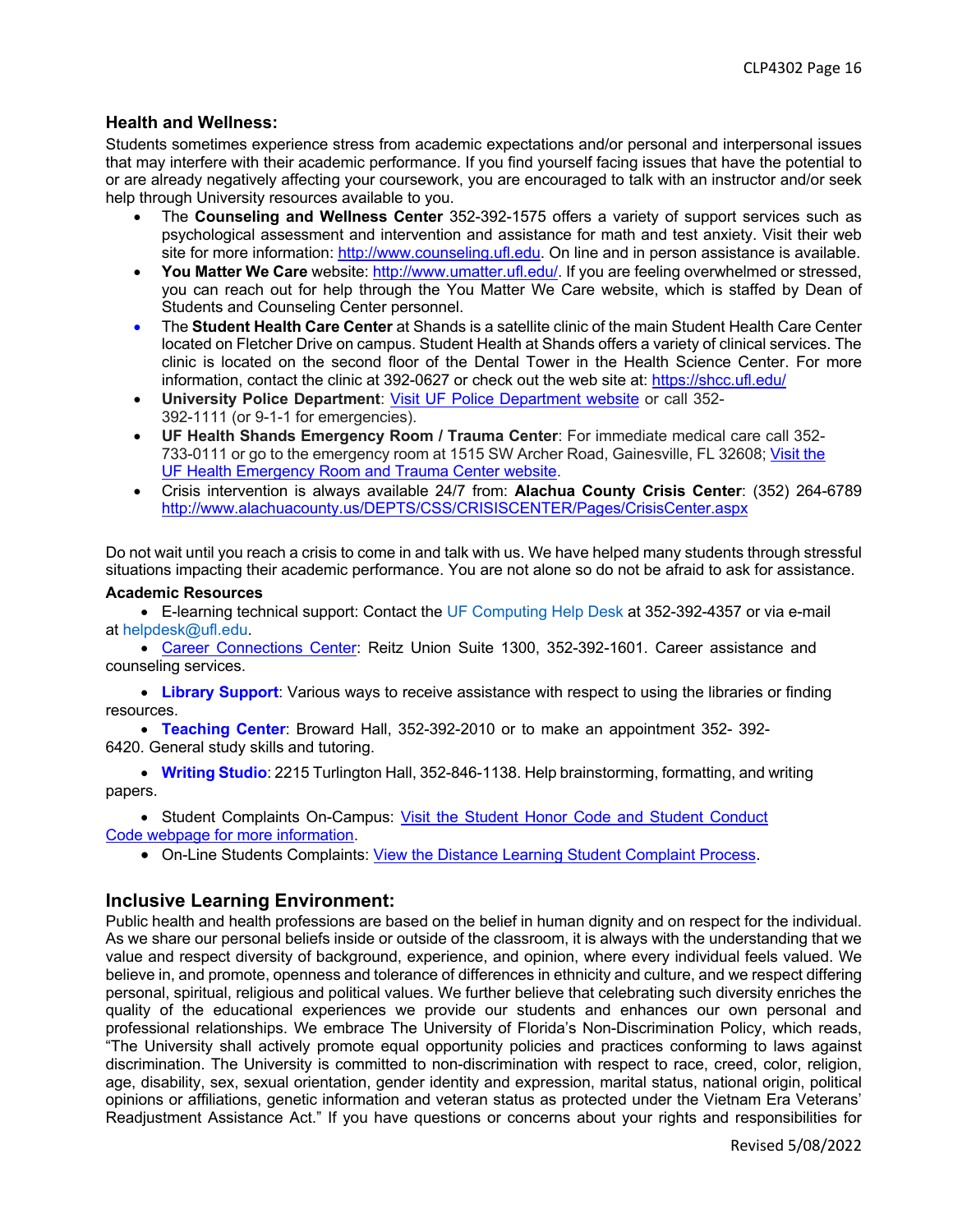## Health and Wellness:

Students sometimes experience stress from academic expectations and/or personal and interpersonal issues that may interfere with their academic performance. If you find yourself facing issues that have the potential to or are already negatively affecting your coursework, you are encouraged to talk with an instructor and/or seek help through University resources available to you.

- The **Counseling and Wellness Center** 352-392-1575 offers a variety of support services such as psychological assessment and intervention and assistance for math and test anxiety. Visit their web site for more information: http://www.counseling.ufl.edu. On line and in person assistance is available.
- **You Matter We Care** website: http://www.umatter.ufl.edu/. If you are feeling overwhelmed or stressed, you can reach out for help through the You Matter We Care website, which is staffed by Dean of Students and Counseling Center personnel.
- The **Student Health Care Center** at Shands is a satellite clinic of the main Student Health Care Center located on Fletcher Drive on campus. Student Health at Shands offers a variety of clinical services. The clinic is located on the second floor of the Dental Tower in the Health Science Center. For more information, contact the clinic at 392-0627 or check out the web site at: https://shcc.ufl.edu/
- **University Police Department**: Visit UF Police Department website or call 352-392-1111 (or 9-1-1 for emergencies).
- **UF Health Shands Emergency Room / Trauma Center**: For immediate medical care call 352-733-0111 or go to the emergency room at 1515 SW Archer Road, Gainesville, FL 32608; Visit the UF Health Emergency Room and Trauma Center website.
- Crisis intervention is always available 24/7 from: **Alachua County Crisis Center**: (352) 264-6789 http://www.alachuacounty.us/DEPTS/CSS/CRISISCENTER/Pages/CrisisCenter.aspx

Do not wait until you reach a crisis to come in and talk with us. We have helped many students through stressful situations impacting their academic performance. You are not alone so do not be afraid to ask for assistance.

### Academic Resources

- E-learning technical support: Contact the UF Computing Help Desk at 352-392-4357 or via e-mail at helpdesk@ufl.edu.
- Career Connections Center: Reitz Union Suite 1300, 352-392-1601. Career assistance and counseling services.
- **Library Support**: Various ways to receive assistance with respect to using the libraries or finding resources.
- **Teaching Center**: Broward Hall, 352-392-2010 or to make an appointment 352- 392-6420. General study skills and tutoring.
- **Writing Studio**: 2215 Turlington Hall, 352-846-1138. Help brainstorming, formatting, and writing papers.
- Student Complaints On-Campus: Visit the Student Honor Code and Student Conduct Code webpage for more information.
- On-Line Students Complaints: View the Distance Learning Student Complaint Process.

## Inclusive Learning Environment:

Public health and health professions are based on the belief in human dignity and on respect for the individual. As we share our personal beliefs inside or outside of the classroom, it is always with the understanding that we value and respect diversity of background, experience, and opinion, where every individual feels valued. We believe in, and promote, openness and tolerance of differences in ethnicity and culture, and we respect differing personal, spiritual, religious and political values. We further believe that celebrating such diversity enriches the quality of the educational experiences we provide our students and enhances our own personal and professional relationships. We embrace The University of Florida's Non-Discrimination Policy, which reads, "The University shall actively promote equal opportunity policies and practices conforming to laws against discrimination. The University is committed to non-discrimination with respect to race, creed, color, religion, age, disability, sex, sexual orientation, gender identity and expression, marital status, national origin, political opinions or affiliations, genetic information and veteran status as protected under the Vietnam Era Veterans' Readjustment Assistance Act." If you have questions or concerns about your rights and responsibilities for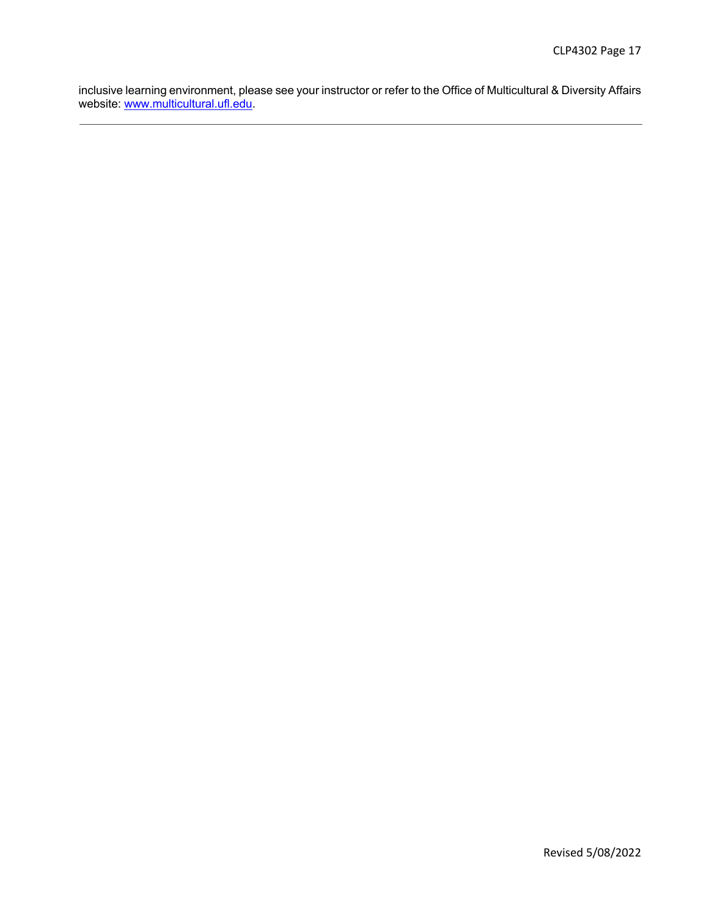inclusive learning environment, please see your instructor or refer to the Office of Multicultural & Diversity Affairs website: [www.multicultural.ufl.edu](http://www.multicultural.ufl.edu).

---

Revised 5/08/2022